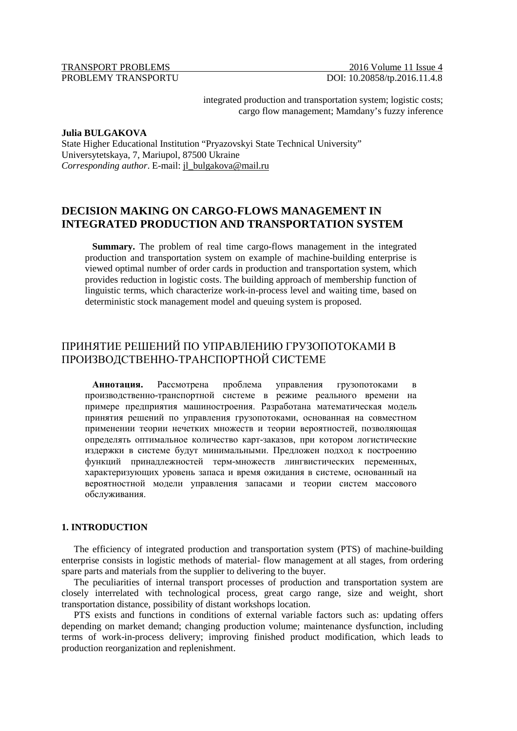integrated production and transportation system; logistic costs; cargo flow management; Mamdany's fuzzy inference

**Julia BULGAKOVA**
State Higher Educational Institution "Pryazovskyi State Technical University"
Universytetskaya, 7, Mariupol, 87500 Ukraine
*Corresponding author*. E-mail: jl_bulgakova@mail.ru

# DECISION MAKING ON CARGO-FLOWS MANAGEMENT IN INTEGRATED PRODUCTION AND TRANSPORTATION SYSTEM

**Summary.** The problem of real time cargo-flows management in the integrated production and transportation system on example of machine-building enterprise is viewed optimal number of order cards in production and transportation system, which provides reduction in logistic costs. The building approach of membership function of linguistic terms, which characterize work-in-process level and waiting time, based on deterministic stock management model and queuing system is proposed.

# ПРИНЯТИЕ РЕШЕНИЙ ПО УПРАВЛЕНИЮ ГРУЗОПОТОКАМИ В ПРОИЗВОДСТВЕННО-ТРАНСПОРТНОЙ СИСТЕМЕ

**Аннотация.** Рассмотрена проблема управления грузопотоками в производственно-транспортной системе в режиме реального времени на примере предприятия машиностроения. Разработана математическая модель принятия решений по управления грузопотоками, основанная на совместном применении теории нечетких множеств и теории вероятностей, позволяющая определять оптимальное количество карт-заказов, при котором логистические издержки в системе будут минимальными. Предложен подход к построению функций принадлежностей терм-множеств лингвистических переменных, характеризующих уровень запаса и время ожидания в системе, основанный на вероятностной модели управления запасами и теории систем массового обслуживания.

## 1. INTRODUCTION

The efficiency of integrated production and transportation system (PTS) of machine-building enterprise consists in logistic methods of material- flow management at all stages, from ordering spare parts and materials from the supplier to delivering to the buyer.

The peculiarities of internal transport processes of production and transportation system are closely interrelated with technological process, great cargo range, size and weight, short transportation distance, possibility of distant workshops location.

PTS exists and functions in conditions of external variable factors such as: updating offers depending on market demand; changing production volume; maintenance dysfunction, including terms of work-in-process delivery; improving finished product modification, which leads to production reorganization and replenishment.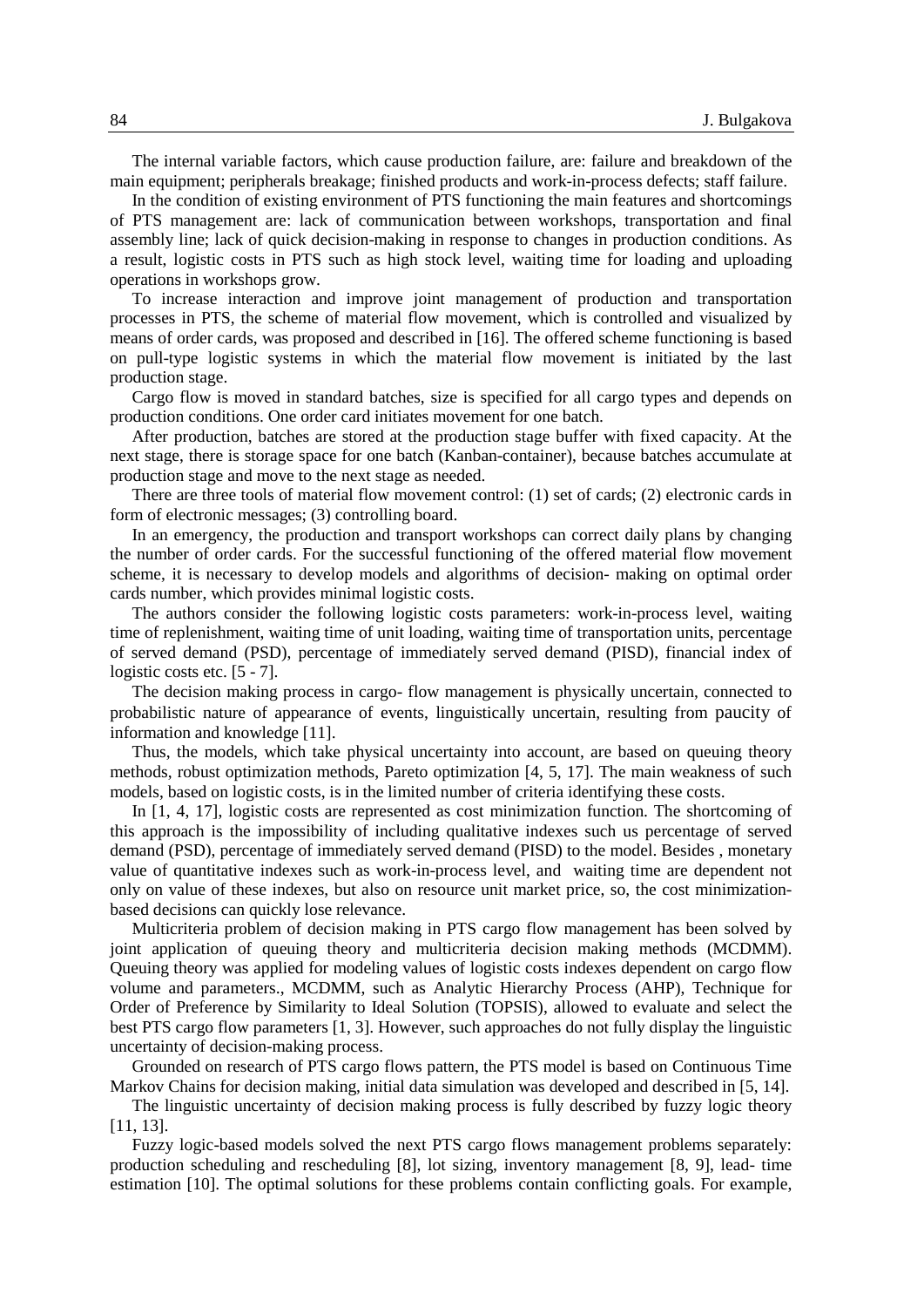The internal variable factors, which cause production failure, are: failure and breakdown of the main equipment; peripherals breakage; finished products and work-in-process defects; staff failure.

In the condition of existing environment of PTS functioning the main features and shortcomings of PTS management are: lack of communication between workshops, transportation and final assembly line; lack of quick decision-making in response to changes in production conditions. As a result, logistic costs in PTS such as high stock level, waiting time for loading and uploading operations in workshops grow.

To increase interaction and improve joint management of production and transportation processes in PTS, the scheme of material flow movement, which is controlled and visualized by means of order cards, was proposed and described in [16]. The offered scheme functioning is based on pull-type logistic systems in which the material flow movement is initiated by the last production stage.

Cargo flow is moved in standard batches, size is specified for all cargo types and depends on production conditions. One order card initiates movement for one batch.

After production, batches are stored at the production stage buffer with fixed capacity. At the next stage, there is storage space for one batch (Kanban-container), because batches accumulate at production stage and move to the next stage as needed.

There are three tools of material flow movement control: (1) set of cards; (2) electronic cards in form of electronic messages; (3) controlling board.

In an emergency, the production and transport workshops can correct daily plans by changing the number of order cards. For the successful functioning of the offered material flow movement scheme, it is necessary to develop models and algorithms of decision- making on optimal order cards number, which provides minimal logistic costs.

The authors consider the following logistic costs parameters: work-in-process level, waiting time of replenishment, waiting time of unit loading, waiting time of transportation units, percentage of served demand (PSD), percentage of immediately served demand (PISD), financial index of logistic costs etc. [5 - 7].

The decision making process in cargo- flow management is physically uncertain, connected to probabilistic nature of appearance of events, linguistically uncertain, resulting from paucity of information and knowledge [11].

Thus, the models, which take physical uncertainty into account, are based on queuing theory methods, robust optimization methods, Pareto optimization [4, 5, 17]. The main weakness of such models, based on logistic costs, is in the limited number of criteria identifying these costs.

In [1, 4, 17], logistic costs are represented as cost minimization function. The shortcoming of this approach is the impossibility of including qualitative indexes such us percentage of served demand (PSD), percentage of immediately served demand (PISD) to the model. Besides , monetary value of quantitative indexes such as work-in-process level, and waiting time are dependent not only on value of these indexes, but also on resource unit market price, so, the cost minimization-based decisions can quickly lose relevance.

Multicriteria problem of decision making in PTS cargo flow management has been solved by joint application of queuing theory and multicriteria decision making methods (MCDMM). Queuing theory was applied for modeling values of logistic costs indexes dependent on cargo flow volume and parameters., MCDMM, such as Analytic Hierarchy Process (AHP), Technique for Order of Preference by Similarity to Ideal Solution (TOPSIS), allowed to evaluate and select the best PTS cargo flow parameters [1, 3]. However, such approaches do not fully display the linguistic uncertainty of decision-making process.

Grounded on research of PTS cargo flows pattern, the PTS model is based on Continuous Time Markov Chains for decision making, initial data simulation was developed and described in [5, 14].

The linguistic uncertainty of decision making process is fully described by fuzzy logic theory [11, 13].

Fuzzy logic-based models solved the next PTS cargo flows management problems separately: production scheduling and rescheduling [8], lot sizing, inventory management [8, 9], lead- time estimation [10]. The optimal solutions for these problems contain conflicting goals. For example,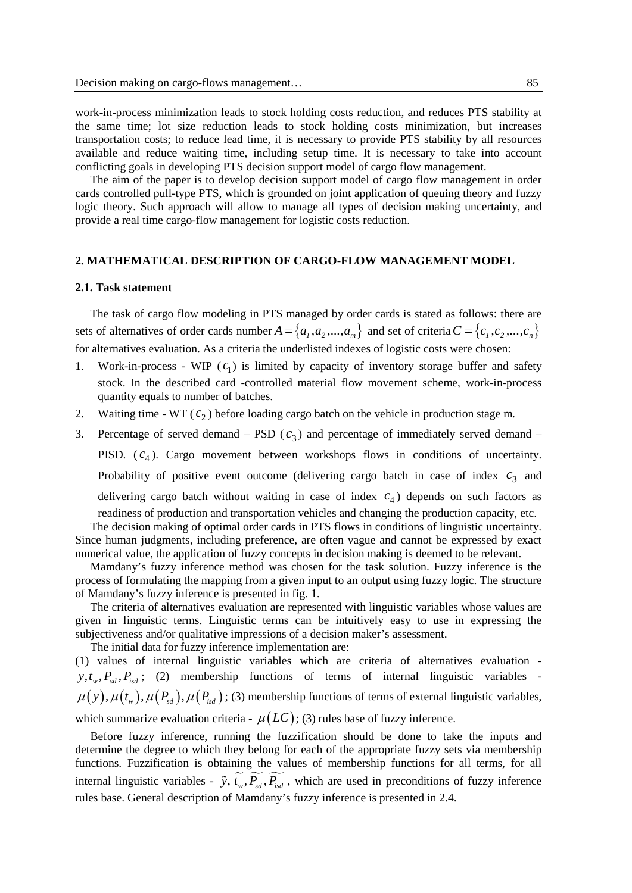work-in-process minimization leads to stock holding costs reduction, and reduces PTS stability at the same time; lot size reduction leads to stock holding costs minimization, but increases transportation costs; to reduce lead time, it is necessary to provide PTS stability by all resources available and reduce waiting time, including setup time. It is necessary to take into account conflicting goals in developing PTS decision support model of cargo flow management.

The aim of the paper is to develop decision support model of cargo flow management in order cards controlled pull-type PTS, which is grounded on joint application of queuing theory and fuzzy logic theory. Such approach will allow to manage all types of decision making uncertainty, and provide a real time cargo-flow management for logistic costs reduction.

## 2. MATHEMATICAL DESCRIPTION OF CARGO-FLOW MANAGEMENT MODEL

### 2.1. Task statement

The task of cargo flow modeling in PTS managed by order cards is stated as follows: there are sets of alternatives of order cards number $A = \{a_1, a_2, ..., a_m\}$ and set of criteria $C = \{c_1, c_2, ..., c_n\}$ for alternatives evaluation. As a criteria the underlisted indexes of logistic costs were chosen:

1. Work-in-process - WIP ($c_1$) is limited by capacity of inventory storage buffer and safety stock. In the described card -controlled material flow movement scheme, work-in-process quantity equals to number of batches.
2. Waiting time - WT ($c_2$) before loading cargo batch on the vehicle in production stage m.
3. Percentage of served demand – PSD ($c_3$) and percentage of immediately served demand – PISD. ($c_4$). Cargo movement between workshops flows in conditions of uncertainty. Probability of positive event outcome (delivering cargo batch in case of index $c_3$ and delivering cargo batch without waiting in case of index $c_4$) depends on such factors as readiness of production and transportation vehicles and changing the production capacity, etc.

The decision making of optimal order cards in PTS flows in conditions of linguistic uncertainty. Since human judgments, including preference, are often vague and cannot be expressed by exact numerical value, the application of fuzzy concepts in decision making is deemed to be relevant.

Mamdany's fuzzy inference method was chosen for the task solution. Fuzzy inference is the process of formulating the mapping from a given input to an output using fuzzy logic. The structure of Mamdany's fuzzy inference is presented in fig. 1.

The criteria of alternatives evaluation are represented with linguistic variables whose values are given in linguistic terms. Linguistic terms can be intuitively easy to use in expressing the subjectiveness and/or qualitative impressions of a decision maker's assessment.

The initial data for fuzzy inference implementation are:

(1) values of internal linguistic variables which are criteria of alternatives evaluation - $y, t_w, P_{sd}, P_{isd}$; (2) membership functions of terms of internal linguistic variables - $\mu(y), \mu(t_w), \mu(P_{sd}), \mu(P_{isd})$; (3) membership functions of terms of external linguistic variables, which summarize evaluation criteria - $\mu(LC)$; (3) rules base of fuzzy inference.

Before fuzzy inference, running the fuzzification should be done to take the inputs and determine the degree to which they belong for each of the appropriate fuzzy sets via membership functions. Fuzzification is obtaining the values of membership functions for all terms, for all internal linguistic variables - $\tilde{y}, \widetilde{t_w}, \widetilde{P_{sd}}, \widetilde{P_{isd}}$, which are used in preconditions of fuzzy inference rules base. General description of Mamdany's fuzzy inference is presented in 2.4.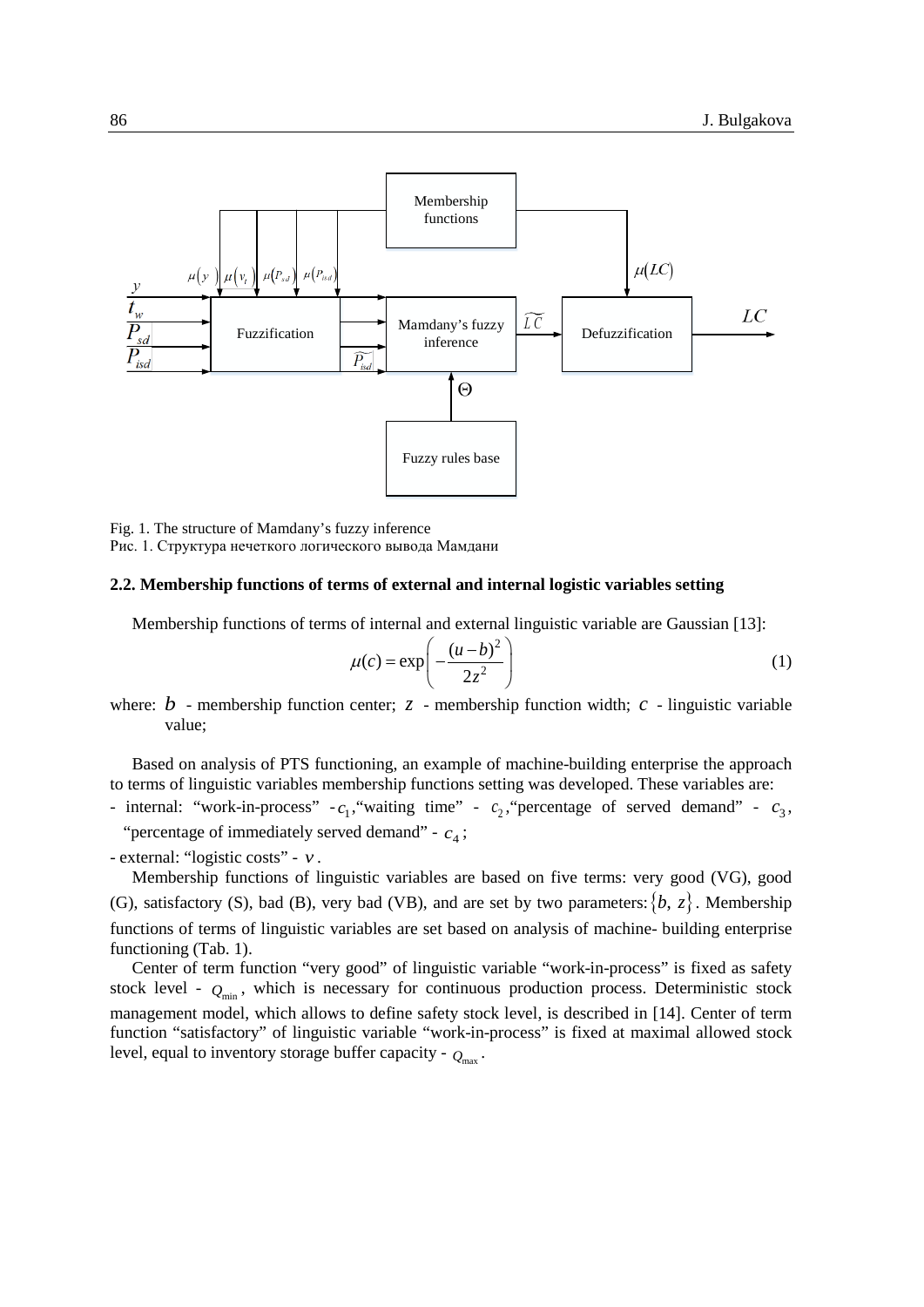Fig. 1. The structure of Mamdany's fuzzy inference
Рис. 1. Структура нечеткого логического вывода Мамдани

### 2.2. Membership functions of terms of external and internal logistic variables setting

Membership functions of terms of internal and external linguistic variable are Gaussian [13]:

$$\mu(c) = \exp\left( -\frac{(u-b)^2}{2z^2} \right) \tag{1}$$

where: $b$ - membership function center; $z$ - membership function width; $c$ - linguistic variable value;

Based on analysis of PTS functioning, an example of machine-building enterprise the approach to terms of linguistic variables membership functions setting was developed. These variables are:

- internal: "work-in-process" - $c_1$, "waiting time" - $c_2$, "percentage of served demand" - $c_3$, "percentage of immediately served demand" - $c_4$;
- external: "logistic costs" - $v$.

Membership functions of linguistic variables are based on five terms: very good (VG), good (G), satisfactory (S), bad (B), very bad (VB), and are set by two parameters: $\{b, z\}$. Membership functions of terms of linguistic variables are set based on analysis of machine- building enterprise functioning (Tab. 1).

Center of term function "very good" of linguistic variable "work-in-process" is fixed as safety stock level - $Q_{\min}$, which is necessary for continuous production process. Deterministic stock management model, which allows to define safety stock level, is described in [14]. Center of term function "satisfactory" of linguistic variable "work-in-process" is fixed at maximal allowed stock level, equal to inventory storage buffer capacity - $Q_{\max}$.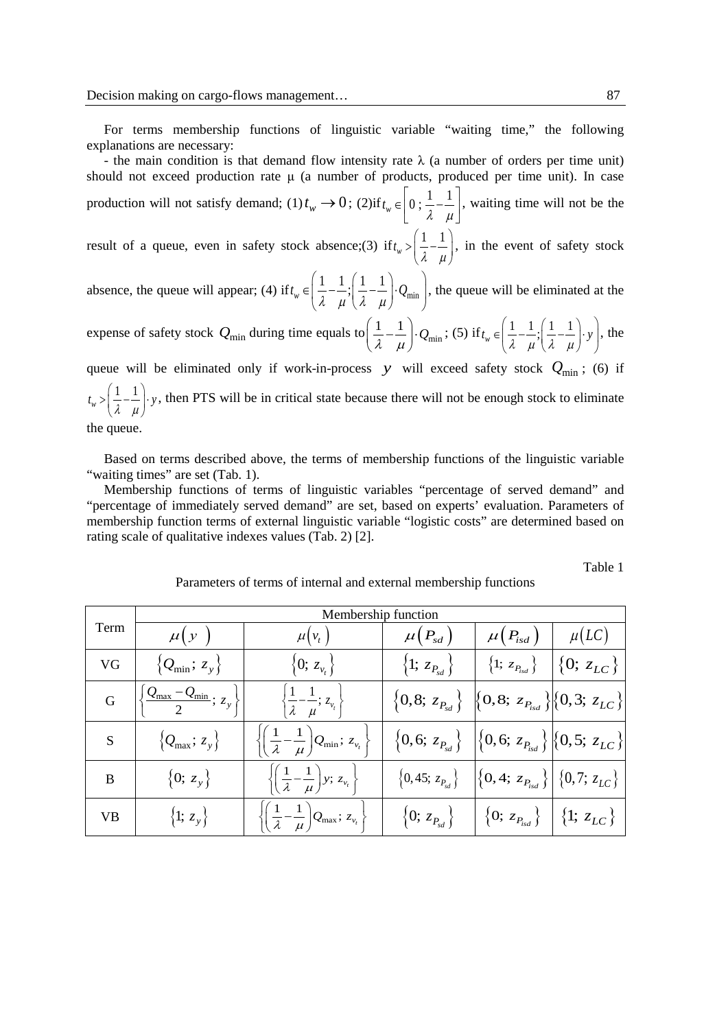For terms membership functions of linguistic variable "waiting time," the following explanations are necessary:

- the main condition is that demand flow intensity rate λ (a number of orders per time unit) should not exceed production rate μ (a number of products, produced per time unit). In case production will not satisfy demand; (1) $t_w \to 0$; (2)if $t_w \in \left[0\,;\frac{1}{\lambda}-\frac{1}{\mu}\right]$, waiting time will not be the result of a queue, even in safety stock absence;(3) if $t_w > \left(\frac{1}{\lambda}-\frac{1}{\mu}\right)$, in the event of safety stock absence, the queue will appear; (4) if $t_w \in \left(\frac{1}{\lambda}-\frac{1}{\mu};\left(\frac{1}{\lambda}-\frac{1}{\mu}\right)\cdot Q_{\min}\right)$, the queue will be eliminated at the expense of safety stock $Q_{\min}$ during time equals to $\left(\frac{1}{\lambda}-\frac{1}{\mu}\right)\cdot Q_{\min}$; (5) if $t_w \in \left(\frac{1}{\lambda}-\frac{1}{\mu};\left(\frac{1}{\lambda}-\frac{1}{\mu}\right)\cdot y\right)$, the queue will be eliminated only if work-in-process $y$ will exceed safety stock $Q_{\min}$; (6) if $t_w > \left(\frac{1}{\lambda}-\frac{1}{\mu}\right)\cdot y$, then PTS will be in critical state because there will not be enough stock to eliminate the queue.

Based on terms described above, the terms of membership functions of the linguistic variable "waiting times" are set (Tab. 1).

Membership functions of terms of linguistic variables "percentage of served demand" and "percentage of immediately served demand" are set, based on experts' evaluation. Parameters of membership function terms of external linguistic variable "logistic costs" are determined based on rating scale of qualitative indexes values (Tab. 2) [2].

Table 1

Parameters of terms of internal and external membership functions

| Term | Membership function | | | | |
|---|---|---|---|---|---|
| | $\mu(y)$ | $\mu(v_t)$ | $\mu(P_{sd})$ | $\mu(P_{isd})$ | $\mu(LC)$ |
| VG | $\{Q_{\min};\ z_y\}$ | $\{0;\ z_{v_t}\}$ | $\{1;\ z_{P_{sd}}\}$ | $\{1;\ z_{P_{isd}}\}$ | $\{0;\ z_{LC}\}$ |
| G | $\left\{\frac{Q_{\max}-Q_{\min}}{2};\ z_y\right\}$ | $\left\{\frac{1}{\lambda}-\frac{1}{\mu};\ z_{v_t}\right\}$ | $\{0,8;\ z_{P_{sd}}\}$ | $\{0,8;\ z_{P_{isd}}\}$ | $\{0,3;\ z_{LC}\}$ |
| S | $\{Q_{\max};\ z_y\}$ | $\left\{\left(\frac{1}{\lambda}-\frac{1}{\mu}\right)Q_{\min};\ z_{v_t}\right\}$ | $\{0,6;\ z_{P_{sd}}\}$ | $\{0,6;\ z_{P_{isd}}\}$ | $\{0,5;\ z_{LC}\}$ |
| B | $\{0;\ z_y\}$ | $\left\{\left(\frac{1}{\lambda}-\frac{1}{\mu}\right)y;\ z_{v_t}\right\}$ | $\{0,45;\ z_{P_{sd}}\}$ | $\{0,4;\ z_{P_{isd}}\}$ | $\{0,7;\ z_{LC}\}$ |
| VB | $\{1;\ z_y\}$ | $\left\{\left(\frac{1}{\lambda}-\frac{1}{\mu}\right)Q_{\max};\ z_{v_t}\right\}$ | $\{0;\ z_{P_{sd}}\}$ | $\{0;\ z_{P_{isd}}\}$ | $\{1;\ z_{LC}\}$ |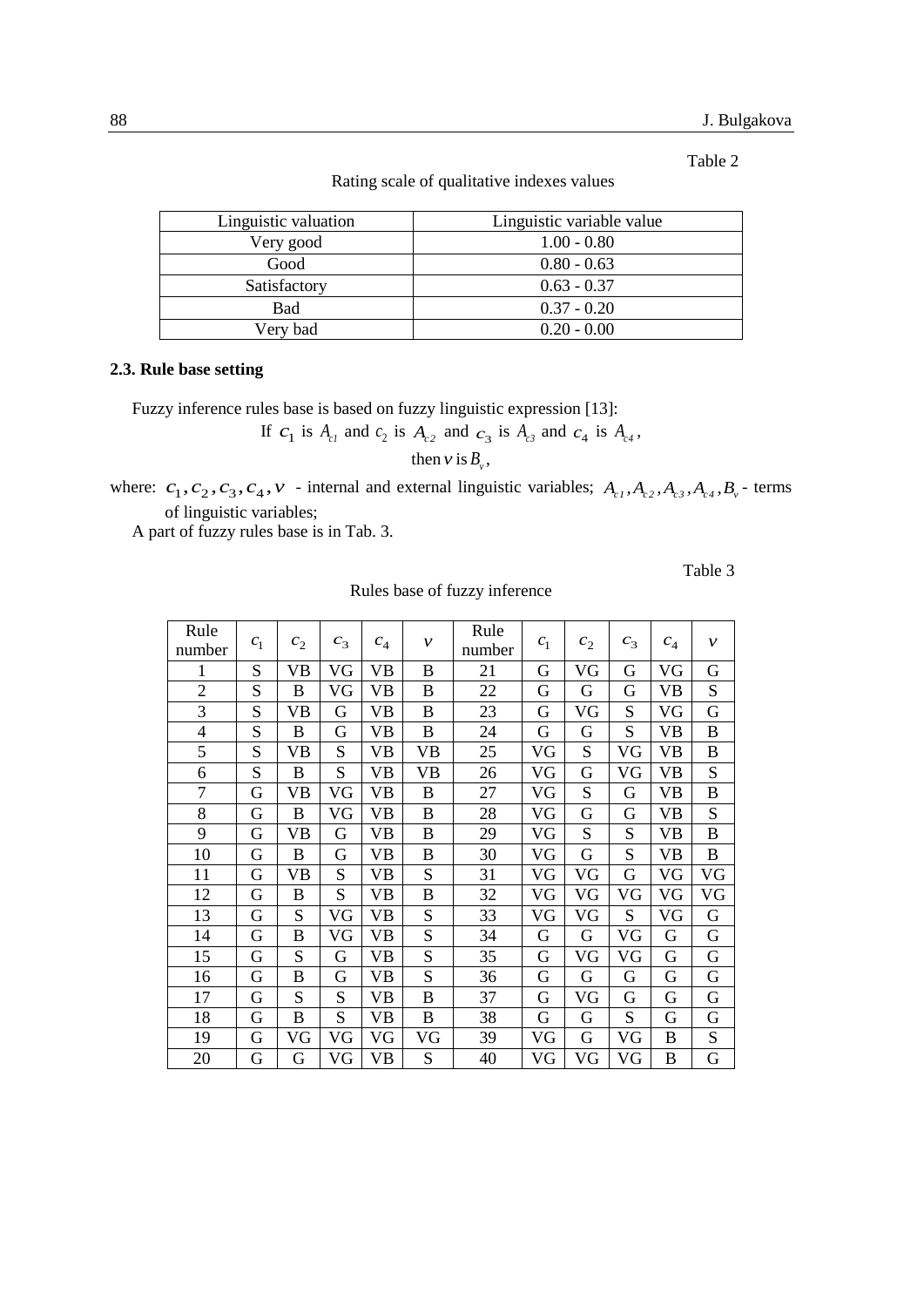Table 2

Rating scale of qualitative indexes values

| Linguistic valuation | Linguistic variable value |
|---|---|
| Very good | 1.00 - 0.80 |
| Good | 0.80 - 0.63 |
| Satisfactory | 0.63 - 0.37 |
| Bad | 0.37 - 0.20 |
| Very bad | 0.20 - 0.00 |

### 2.3. Rule base setting

Fuzzy inference rules base is based on fuzzy linguistic expression [13]:

$$\text{If } c_1 \text{ is } A_{c1} \text{ and } c_2 \text{ is } A_{c2} \text{ and } c_3 \text{ is } A_{c3} \text{ and } c_4 \text{ is } A_{c4},$$

$$\text{then } v \text{ is } B_v,$$

where: $c_1, c_2, c_3, c_4, v$ - internal and external linguistic variables; $A_{c1}, A_{c2}, A_{c3}, A_{c4}, B_v$ - terms of linguistic variables;

A part of fuzzy rules base is in Tab. 3.

Table 3

Rules base of fuzzy inference

| Rule number | $c_1$ | $c_2$ | $c_3$ | $c_4$ | $v$ | Rule number | $c_1$ | $c_2$ | $c_3$ | $c_4$ | $v$ |
|---|---|---|---|---|---|---|---|---|---|---|---|
| 1 | S | VB | VG | VB | B | 21 | G | VG | G | VG | G |
| 2 | S | B | VG | VB | B | 22 | G | G | G | VB | S |
| 3 | S | VB | G | VB | B | 23 | G | VG | S | VG | G |
| 4 | S | B | G | VB | B | 24 | G | G | S | VB | B |
| 5 | S | VB | S | VB | VB | 25 | VG | S | VG | VB | B |
| 6 | S | B | S | VB | VB | 26 | VG | G | VG | VB | S |
| 7 | G | VB | VG | VB | B | 27 | VG | S | G | VB | B |
| 8 | G | B | VG | VB | B | 28 | VG | G | G | VB | S |
| 9 | G | VB | G | VB | B | 29 | VG | S | S | VB | B |
| 10 | G | B | G | VB | B | 30 | VG | G | S | VB | B |
| 11 | G | VB | S | VB | S | 31 | VG | VG | G | VG | VG |
| 12 | G | B | S | VB | B | 32 | VG | VG | VG | VG | VG |
| 13 | G | S | VG | VB | S | 33 | VG | VG | S | VG | G |
| 14 | G | B | VG | VB | S | 34 | G | G | VG | G | G |
| 15 | G | S | G | VB | S | 35 | G | VG | VG | G | G |
| 16 | G | B | G | VB | S | 36 | G | G | G | G | G |
| 17 | G | S | S | VB | B | 37 | G | VG | G | G | G |
| 18 | G | B | S | VB | B | 38 | G | G | S | G | G |
| 19 | G | VG | VG | VG | VG | 39 | VG | G | VG | B | S |
| 20 | G | G | VG | VB | S | 40 | VG | VG | VG | B | G |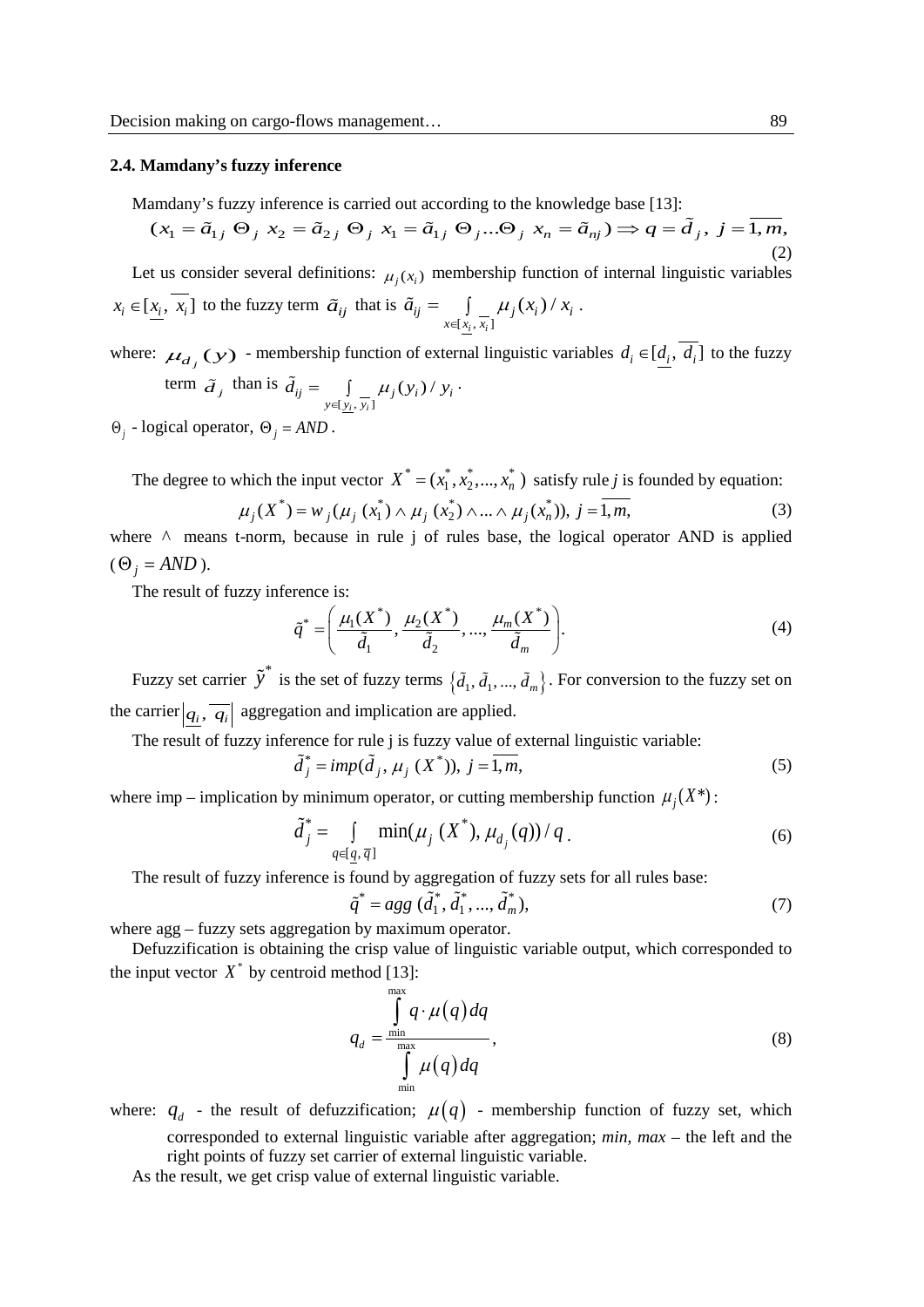### 2.4. Mamdany's fuzzy inference

Mamdany's fuzzy inference is carried out according to the knowledge base [13]:

$$(x_1 = \tilde{a}_{1j} \ \Theta_j \ x_2 = \tilde{a}_{2j} \ \Theta_j \ x_1 = \tilde{a}_{1j} \ \Theta_j ... \Theta_j \ x_n = \tilde{a}_{nj}) \Rightarrow q = \tilde{d}_j, \ j = \overline{1,m}, \tag{2}$$

Let us consider several definitions: $\mu_j(x_i)$ membership function of internal linguistic variables $x_i \in [\underline{x_i}, \overline{x_i}]$ to the fuzzy term $\tilde{a}_{ij}$ that is $\tilde{a}_{ij} = \int\limits_{x \in [\underline{x_i}, \overline{x_i}]} \mu_j(x_i) / x_i$ .

where: $\mu_{d_j}(y)$ - membership function of external linguistic variables $d_i \in [\underline{d_i}, \overline{d_i}]$ to the fuzzy term $\tilde{d}_j$ than is $\tilde{d}_{ij} = \int\limits_{y \in [\underline{y_i}, \overline{y_i}]} \mu_j(y_i) / y_i$ .

$\Theta_j$ - logical operator, $\Theta_j = AND$ .

The degree to which the input vector $X^* = (x_1^*, x_2^*, ..., x_n^*)$ satisfy rule *j* is founded by equation:

$$\mu_j(X^*) = w_j(\mu_j \ (x_1^*) \wedge \mu_j \ (x_2^*) \wedge ... \wedge \mu_j \ (x_n^*)), \ j = \overline{1,m}, \tag{3}$$

where $\wedge$ means t-norm, because in rule j of rules base, the logical operator AND is applied ($\Theta_j = AND$).

The result of fuzzy inference is:

$$\tilde{q}^* = \left( \frac{\mu_1(X^*)}{\tilde{d}_1}, \frac{\mu_2(X^*)}{\tilde{d}_2}, ..., \frac{\mu_m(X^*)}{\tilde{d}_m} \right). \tag{4}$$

Fuzzy set carrier $\tilde{y}^*$ is the set of fuzzy terms $\{\tilde{d}_1, \tilde{d}_1, ..., \tilde{d}_m\}$. For conversion to the fuzzy set on the carrier $\left|\underline{q_i}, \overline{q_i}\right|$ aggregation and implication are applied.

The result of fuzzy inference for rule j is fuzzy value of external linguistic variable:

$$\tilde{d}_j^* = imp(\tilde{d}_j, \mu_j \ (X^*)), \ j = \overline{1,m}, \tag{5}$$

where imp – implication by minimum operator, or cutting membership function $\mu_j(X^*)$:

$$\tilde{d}_j^* = \int\limits_{q \in [\underline{q}, \overline{q}]} \min(\mu_j \ (X^*), \mu_{d_j}(q)) / q \, . \tag{6}$$

The result of fuzzy inference is found by aggregation of fuzzy sets for all rules base:

$$\tilde{q}^* = agg \ (\tilde{d}_1^*, \tilde{d}_1^*, ..., \tilde{d}_m^*), \tag{7}$$

where agg – fuzzy sets aggregation by maximum operator.

Defuzzification is obtaining the crisp value of linguistic variable output, which corresponded to the input vector $X^*$ by centroid method [13]:

$$q_d = \frac{\int\limits_{\min}^{\max} q \cdot \mu(q) dq}{\int\limits_{\min}^{\max} \mu(q) dq}, \tag{8}$$

where: $q_d$ - the result of defuzzification; $\mu(q)$ - membership function of fuzzy set, which corresponded to external linguistic variable after aggregation; *min, max* – the left and the right points of fuzzy set carrier of external linguistic variable.

As the result, we get crisp value of external linguistic variable.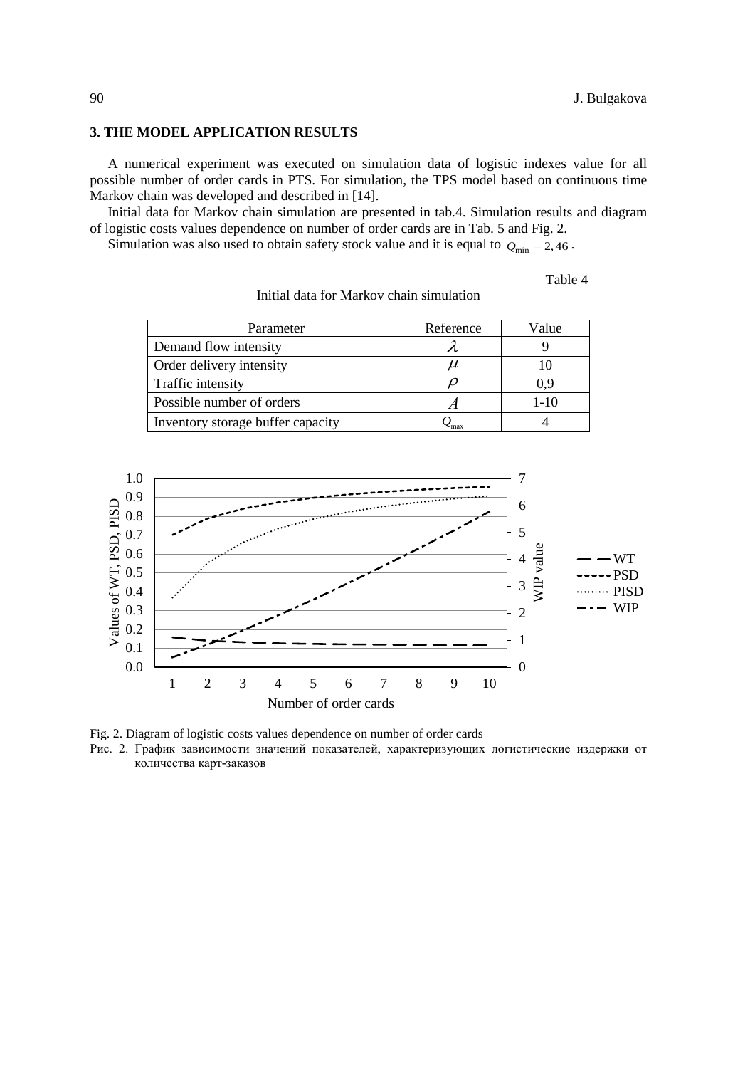### 3. THE MODEL APPLICATION RESULTS

A numerical experiment was executed on simulation data of logistic indexes value for all possible number of order cards in PTS. For simulation, the TPS model based on continuous time Markov chain was developed and described in [14].

Initial data for Markov chain simulation are presented in tab.4. Simulation results and diagram of logistic costs values dependence on number of order cards are in Tab. 5 and Fig. 2.

Simulation was also used to obtain safety stock value and it is equal to $Q_{\min} = 2,46$.

Table 4

Initial data for Markov chain simulation

| Parameter | Reference | Value |
|---|---|---|
| Demand flow intensity | $\lambda$ | 9 |
| Order delivery intensity | $\mu$ | 10 |
| Traffic intensity | $\rho$ | 0,9 |
| Possible number of orders | $A$ | 1-10 |
| Inventory storage buffer capacity | $Q_{\max}$ | 4 |

Fig. 2. Diagram of logistic costs values dependence on number of order cards

Рис. 2. График зависимости значений показателей, характеризующих логистические издержки от количества карт-заказов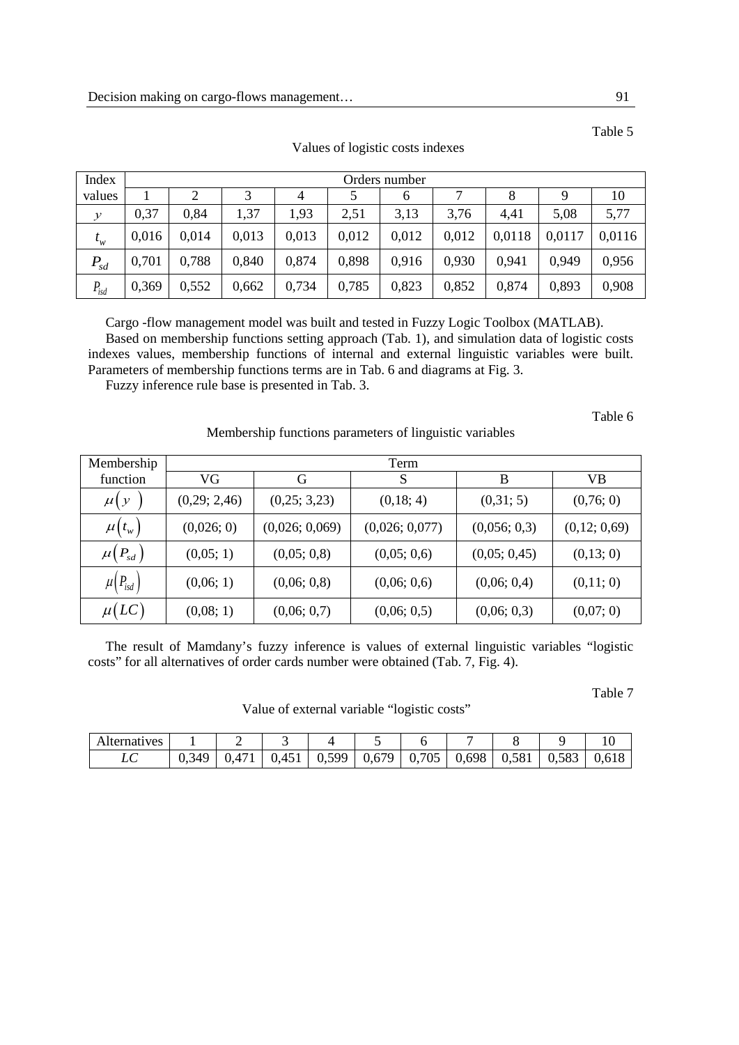Table 5

Values of logistic costs indexes

| Index values | Orders number | | | | | | | | | |
|---|---|---|---|---|---|---|---|---|---|---|
| | 1 | 2 | 3 | 4 | 5 | 6 | 7 | 8 | 9 | 10 |
| $y$ | 0,37 | 0,84 | 1,37 | 1,93 | 2,51 | 3,13 | 3,76 | 4,41 | 5,08 | 5,77 |
| $t_w$ | 0,016 | 0,014 | 0,013 | 0,013 | 0,012 | 0,012 | 0,012 | 0,0118 | 0,0117 | 0,0116 |
| $P_{sd}$ | 0,701 | 0,788 | 0,840 | 0,874 | 0,898 | 0,916 | 0,930 | 0,941 | 0,949 | 0,956 |
| $P_{isd}$ | 0,369 | 0,552 | 0,662 | 0,734 | 0,785 | 0,823 | 0,852 | 0,874 | 0,893 | 0,908 |

Cargo -flow management model was built and tested in Fuzzy Logic Toolbox (MATLAB).

Based on membership functions setting approach (Tab. 1), and simulation data of logistic costs indexes values, membership functions of internal and external linguistic variables were built. Parameters of membership functions terms are in Tab. 6 and diagrams at Fig. 3.

Fuzzy inference rule base is presented in Tab. 3.

Table 6

Membership functions parameters of linguistic variables

| Membership function | Term | | | | |
|---|---|---|---|---|---|
| | VG | G | S | B | VB |
| $\mu(y)$ | (0,29; 2,46) | (0,25; 3,23) | (0,18; 4) | (0,31; 5) | (0,76; 0) |
| $\mu(t_w)$ | (0,026; 0) | (0,026; 0,069) | (0,026; 0,077) | (0,056; 0,3) | (0,12; 0,69) |
| $\mu(P_{sd})$ | (0,05; 1) | (0,05; 0,8) | (0,05; 0,6) | (0,05; 0,45) | (0,13; 0) |
| $\mu(P_{isd})$ | (0,06; 1) | (0,06; 0,8) | (0,06; 0,6) | (0,06; 0,4) | (0,11; 0) |
| $\mu(LC)$ | (0,08; 1) | (0,06; 0,7) | (0,06; 0,5) | (0,06; 0,3) | (0,07; 0) |

The result of Mamdany's fuzzy inference is values of external linguistic variables "logistic costs" for all alternatives of order cards number were obtained (Tab. 7, Fig. 4).

Table 7

Value of external variable "logistic costs"

| Alternatives | 1 | 2 | 3 | 4 | 5 | 6 | 7 | 8 | 9 | 10 |
|---|---|---|---|---|---|---|---|---|---|---|
| $LC$ | 0,349 | 0,471 | 0,451 | 0,599 | 0,679 | 0,705 | 0,698 | 0,581 | 0,583 | 0,618 |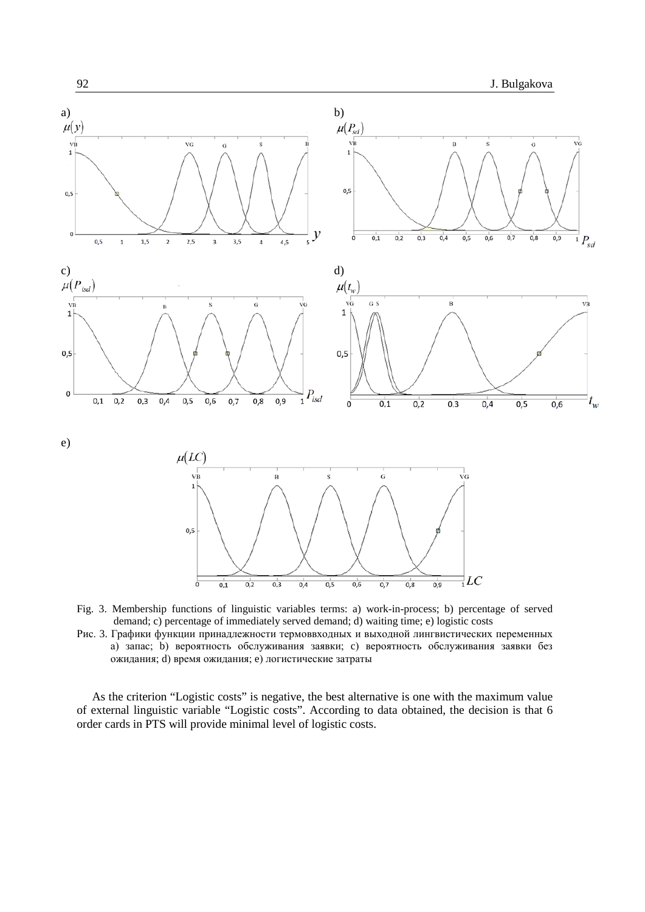Fig. 3. Membership functions of linguistic variables terms: a) work-in-process; b) percentage of served demand; c) percentage of immediately served demand; d) waiting time; e) logistic costs

Рис. 3. Графики функции принадлежности термоввходных и выходной лингвистических переменных a) запас; b) вероятность обслуживания заявки; c) вероятность обслуживания заявки без ожидания; d) время ожидания; e) логистические затраты

As the criterion “Logistic costs” is negative, the best alternative is one with the maximum value of external linguistic variable “Logistic costs”. According to data obtained, the decision is that 6 order cards in PTS will provide minimal level of logistic costs.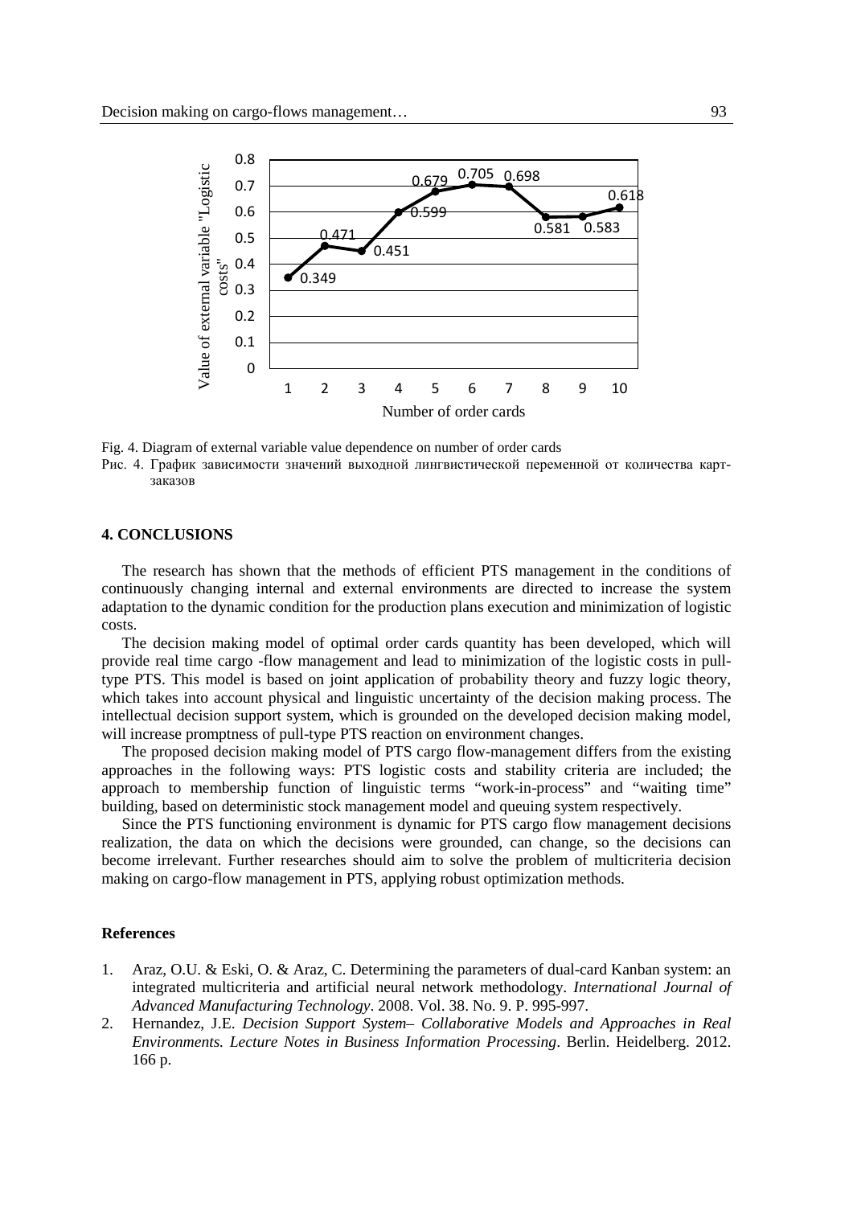Fig. 4. Diagram of external variable value dependence on number of order cards

Рис. 4. График зависимости значений выходной лингвистической переменной от количества карт-заказов

## 4. CONCLUSIONS

The research has shown that the methods of efficient PTS management in the conditions of continuously changing internal and external environments are directed to increase the system adaptation to the dynamic condition for the production plans execution and minimization of logistic costs.

The decision making model of optimal order cards quantity has been developed, which will provide real time cargo -flow management and lead to minimization of the logistic costs in pull-type PTS. This model is based on joint application of probability theory and fuzzy logic theory, which takes into account physical and linguistic uncertainty of the decision making process. The intellectual decision support system, which is grounded on the developed decision making model, will increase promptness of pull-type PTS reaction on environment changes.

The proposed decision making model of PTS cargo flow-management differs from the existing approaches in the following ways: PTS logistic costs and stability criteria are included; the approach to membership function of linguistic terms "work-in-process" and "waiting time" building, based on deterministic stock management model and queuing system respectively.

Since the PTS functioning environment is dynamic for PTS cargo flow management decisions realization, the data on which the decisions were grounded, can change, so the decisions can become irrelevant. Further researches should aim to solve the problem of multicriteria decision making on cargo-flow management in PTS, applying robust optimization methods.

### References

1. Araz, O.U. & Eski, O. & Araz, C. Determining the parameters of dual-card Kanban system: an integrated multicriteria and artificial neural network methodology. *International Journal of Advanced Manufacturing Technology*. 2008. Vol. 38. No. 9. P. 995-997.
2. Hernandez, J.E. *Decision Support System– Collaborative Models and Approaches in Real Environments. Lecture Notes in Business Information Processing*. Berlin. Heidelberg. 2012. 166 p.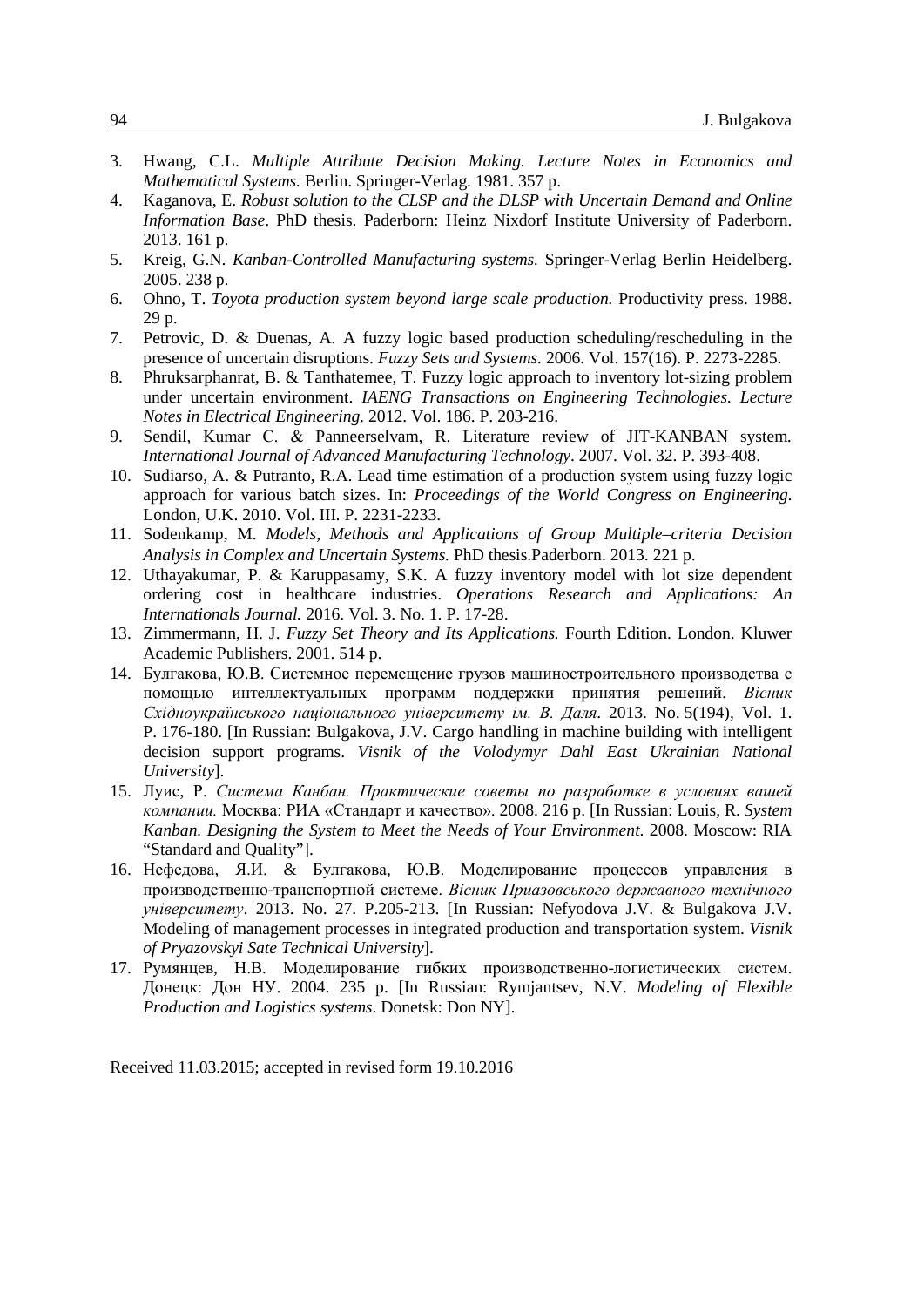3. Hwang, C.L. *Multiple Attribute Decision Making. Lecture Notes in Economics and Mathematical Systems.* Berlin. Springer-Verlag. 1981. 357 p.
4. Kaganova, E. *Robust solution to the CLSP and the DLSP with Uncertain Demand and Online Information Base*. PhD thesis. Paderborn: Heinz Nixdorf Institute University of Paderborn. 2013. 161 p.
5. Kreig, G.N. *Kanban-Controlled Manufacturing systems.* Springer-Verlag Berlin Heidelberg. 2005. 238 p.
6. Ohno, T. *Toyota production system beyond large scale production.* Productivity press. 1988. 29 p.
7. Petrovic, D. & Duenas, A. A fuzzy logic based production scheduling/rescheduling in the presence of uncertain disruptions. *Fuzzy Sets and Systems.* 2006. Vol. 157(16). P. 2273-2285.
8. Phruksarphanrat, B. & Tanthatemee, T. Fuzzy logic approach to inventory lot-sizing problem under uncertain environment. *IAENG Transactions on Engineering Technologies. Lecture Notes in Electrical Engineering.* 2012. Vol. 186. P. 203-216.
9. Sendil, Kumar C. & Panneerselvam, R. Literature review of JIT-KANBAN system. *International Journal of Advanced Manufacturing Technology*. 2007. Vol. 32. P. 393-408.
10. Sudiarso, A. & Putranto, R.A. Lead time estimation of a production system using fuzzy logic approach for various batch sizes. In: *Proceedings of the World Congress on Engineering.* London, U.K. 2010. Vol. III. P. 2231-2233.
11. Sodenkamp, M. *Models, Methods and Applications of Group Multiple–criteria Decision Analysis in Complex and Uncertain Systems.* PhD thesis.Paderborn. 2013. 221 p.
12. Uthayakumar, P. & Karuppasamy, S.K. A fuzzy inventory model with lot size dependent ordering cost in healthcare industries. *Operations Research and Applications: An Internationals Journal.* 2016. Vol. 3. No. 1. P. 17-28.
13. Zimmermann, H. J. *Fuzzy Set Theory and Its Applications.* Fourth Edition. London. Kluwer Academic Publishers. 2001. 514 p.
14. Булгакова, Ю.В. Системное перемещение грузов машиностроительного производства с помощью интеллектуальных программ поддержки принятия решений. *Вісник Східноукраїнського національного університету ім. В. Даля*. 2013. No. 5(194), Vol. 1. P. 176-180. [In Russian: Bulgakova, J.V. Cargo handling in machine building with intelligent decision support programs. *Visnik of the Volodymyr Dahl East Ukrainian National University*].
15. Луис, Р. *Система Канбан. Практические советы по разработке в условиях вашей компании.* Москва: РИА «Стандарт и качество». 2008. 216 p. [In Russian: Louis, R. *System Kanban. Designing the System to Meet the Needs of Your Environment*. 2008. Moscow: RIA "Standard and Quality"].
16. Нефедова, Я.И. & Булгакова, Ю.В. Моделирование процессов управления в производственно-транспортной системе. *Вісник Приазовського державного технічного університету*. 2013. No. 27. P.205-213. [In Russian: Nefyodova J.V. & Bulgakova J.V. Modeling of management processes in integrated production and transportation system. *Visnik of Pryazovskyi Sate Technical University*].
17. Румянцев, Н.В. Моделирование гибких производственно-логистических систем. Донецк: Дон НУ. 2004. 235 p. [In Russian: Rymjantsev, N.V. *Modeling of Flexible Production and Logistics systems*. Donetsk: Don NY].

Received 11.03.2015; accepted in revised form 19.10.2016